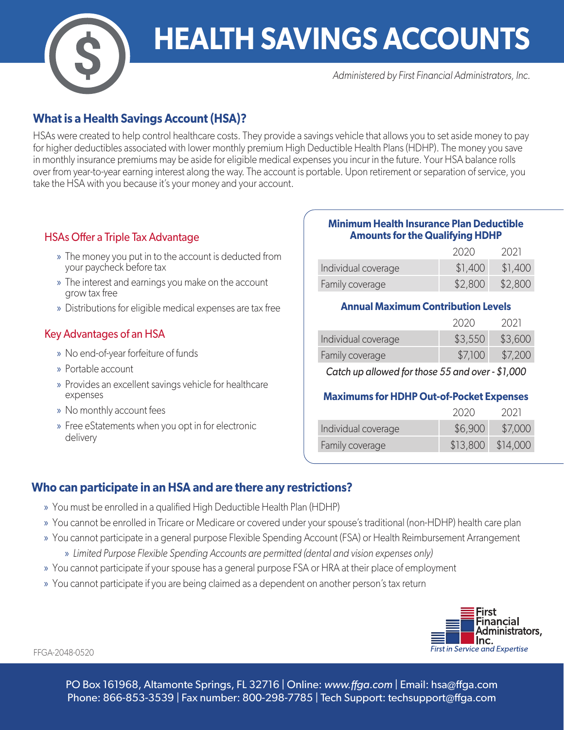# HEALTH SAVINGS ACCOUNTS

*Administered by First Financial Administrators, Inc.*

## What is a Health Savings Account (HSA)?

HSAs were created to help control healthcare costs. They provide a savings vehicle that allows you to set aside money to pay for higher deductibles associated with lower monthly premium High Deductible Health Plans (HDHP). The money you save in monthly insurance premiums may be aside for eligible medical expenses you incur in the future. Your HSA balance rolls over from year-to-year earning interest along the way. The account is portable. Upon retirement or separation of service, you take the HSA with you because it's your money and your account.

### HSAs Offer a Triple Tax Advantage

- The money you put in to the account is deducted from your paycheck before tax
- The interest and earnings you make on the account grow tax free
- Distributions for eligible medical expenses are tax free

### Key Advantages of an HSA

- No end-of-year forfeiture of funds
- Portable account
- Provides an excellent savings vehicle for healthcare expenses
- No monthly account fees
- Free eStatements when you opt in for electronic delivery

### Minimum Health Insurance Plan Deductible Amounts for the Qualifying HDHP

| | 2020 | 2021 |
|---|---|---|
| Individual coverage | $1,400 | $1,400 |
| Family coverage | $2,800 | $2,800 |

### Annual Maximum Contribution Levels

| | 2020 | 2021 |
|---|---|---|
| Individual coverage | $3,550 | $3,600 |
| Family coverage | $7,100 | $7,200 |

*Catch up allowed for those 55 and over - $1,000*

### Maximums for HDHP Out-of-Pocket Expenses

| | 2020 | 2021 |
|---|---|---|
| Individual coverage | $6,900 | $7,000 |
| Family coverage | $13,800 | $14,000 |

## Who can participate in an HSA and are there any restrictions?

- You must be enrolled in a qualified High Deductible Health Plan (HDHP)
- You cannot be enrolled in Tricare or Medicare or covered under your spouse's traditional (non-HDHP) health care plan
- You cannot participate in a general purpose Flexible Spending Account (FSA) or Health Reimbursement Arrangement
  - *Limited Purpose Flexible Spending Accounts are permitted (dental and vision expenses only)*
- You cannot participate if your spouse has a general purpose FSA or HRA at their place of employment
- You cannot participate if you are being claimed as a dependent on another person's tax return

First Financial Administrators, Inc.
*First in Service and Expertise*

FFGA-2048-0520

PO Box 161968, Altamonte Springs, FL 32716 | Online: *www.ffga.com* | Email: hsa@ffga.com
Phone: 866-853-3539 | Fax number: 800-298-7785 | Tech Support: techsupport@ffga.com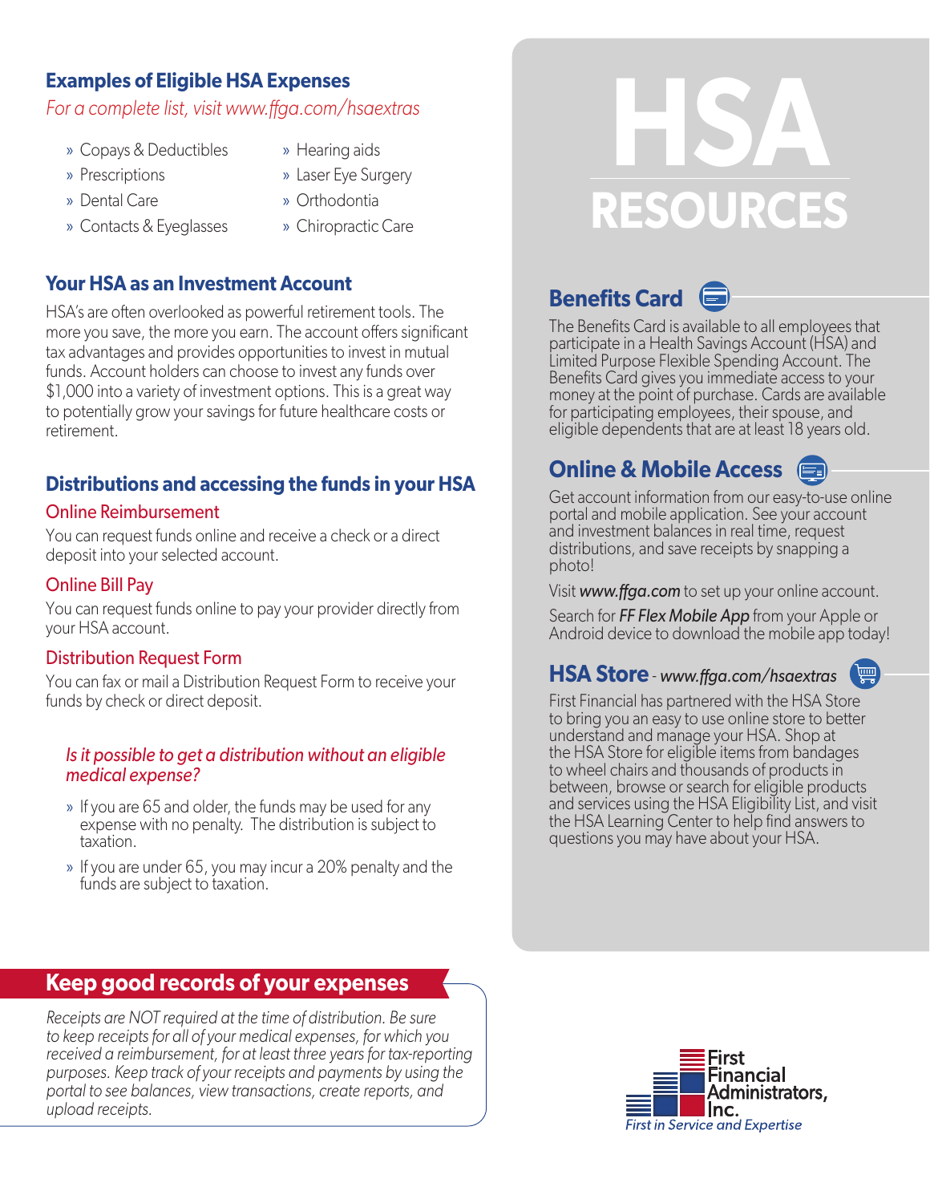## Examples of Eligible HSA Expenses

*For a complete list, visit www.ffga.com/hsaextras*

- Copays & Deductibles
- Prescriptions
- Dental Care
- Contacts & Eyeglasses
- Hearing aids
- Laser Eye Surgery
- Orthodontia
- Chiropractic Care

## Your HSA as an Investment Account

HSA's are often overlooked as powerful retirement tools. The more you save, the more you earn. The account offers significant tax advantages and provides opportunities to invest in mutual funds. Account holders can choose to invest any funds over $1,000 into a variety of investment options. This is a great way to potentially grow your savings for future healthcare costs or retirement.

## Distributions and accessing the funds in your HSA

### Online Reimbursement

You can request funds online and receive a check or a direct deposit into your selected account.

### Online Bill Pay

You can request funds online to pay your provider directly from your HSA account.

### Distribution Request Form

You can fax or mail a Distribution Request Form to receive your funds by check or direct deposit.

*Is it possible to get a distribution without an eligible medical expense?*

- If you are 65 and older, the funds may be used for any expense with no penalty. The distribution is subject to taxation.
- If you are under 65, you may incur a 20% penalty and the funds are subject to taxation.

## Keep good records of your expenses

*Receipts are NOT required at the time of distribution. Be sure to keep receipts for all of your medical expenses, for which you received a reimbursement, for at least three years for tax-reporting purposes. Keep track of your receipts and payments by using the portal to see balances, view transactions, create reports, and upload receipts.*

# HSA RESOURCES

## Benefits Card

The Benefits Card is available to all employees that participate in a Health Savings Account (HSA) and Limited Purpose Flexible Spending Account. The Benefits Card gives you immediate access to your money at the point of purchase. Cards are available for participating employees, their spouse, and eligible dependents that are at least 18 years old.

## Online & Mobile Access

Get account information from our easy-to-use online portal and mobile application. See your account and investment balances in real time, request distributions, and save receipts by snapping a photo!

Visit ***www.ffga.com*** to set up your online account.

Search for ***FF Flex Mobile App*** from your Apple or Android device to download the mobile app today!

## HSA Store - *www.ffga.com/hsaextras*

First Financial has partnered with the HSA Store to bring you an easy to use online store to better understand and manage your HSA. Shop at the HSA Store for eligible items from bandages to wheel chairs and thousands of products in between, browse or search for eligible products and services using the HSA Eligibility List, and visit the HSA Learning Center to help find answers to questions you may have about your HSA.

First Financial Administrators, Inc.

*First in Service and Expertise*